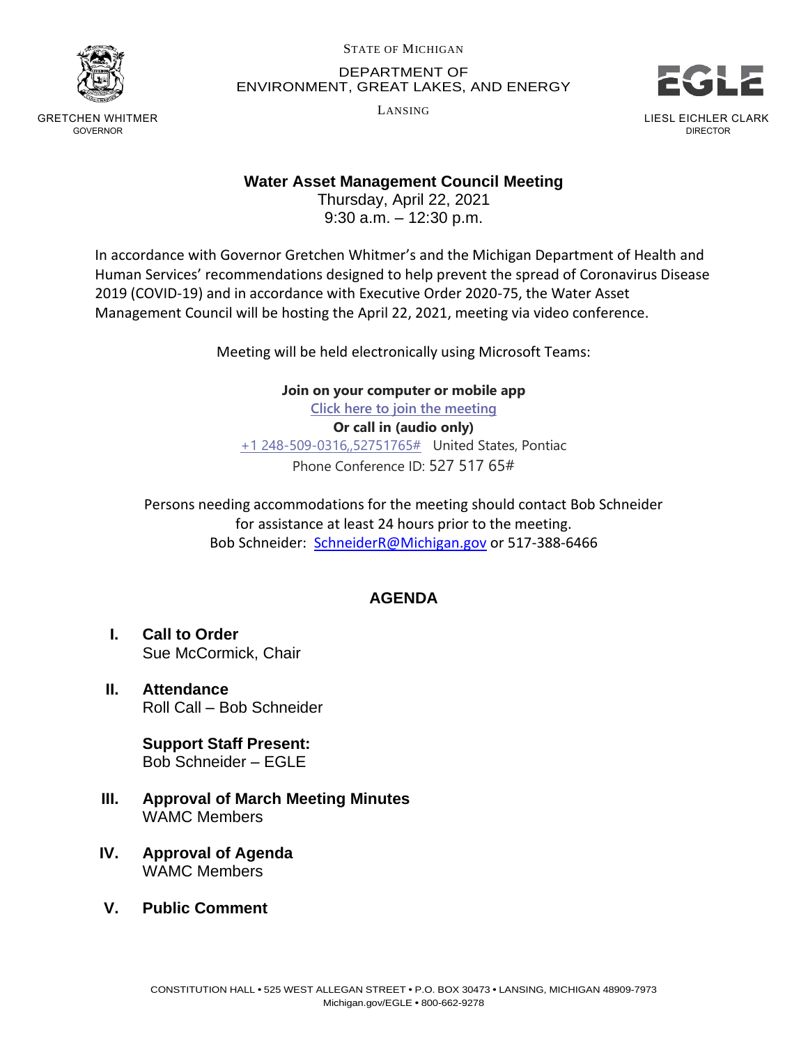STATE OF MICHIGAN

DEPARTMENT OF
ENVIRONMENT, GREAT LAKES, AND ENERGY

LANSING

GRETCHEN WHITMER
GOVERNOR

LIESL EICHLER CLARK
DIRECTOR

**Water Asset Management Council Meeting**
Thursday, April 22, 2021
9:30 a.m. – 12:30 p.m.

In accordance with Governor Gretchen Whitmer's and the Michigan Department of Health and Human Services' recommendations designed to help prevent the spread of Coronavirus Disease 2019 (COVID-19) and in accordance with Executive Order 2020-75, the Water Asset Management Council will be hosting the April 22, 2021, meeting via video conference.

Meeting will be held electronically using Microsoft Teams:

**Join on your computer or mobile app**
Click here to join the meeting
**Or call in (audio only)**
+1 248-509-0316,,52751765# United States, Pontiac
Phone Conference ID: 527 517 65#

Persons needing accommodations for the meeting should contact Bob Schneider for assistance at least 24 hours prior to the meeting.
Bob Schneider: SchneiderR@Michigan.gov or 517-388-6466

## AGENDA

**I. Call to Order**
Sue McCormick, Chair

**II. Attendance**
Roll Call – Bob Schneider

**Support Staff Present:**
Bob Schneider – EGLE

**III. Approval of March Meeting Minutes**
WAMC Members

**IV. Approval of Agenda**
WAMC Members

**V. Public Comment**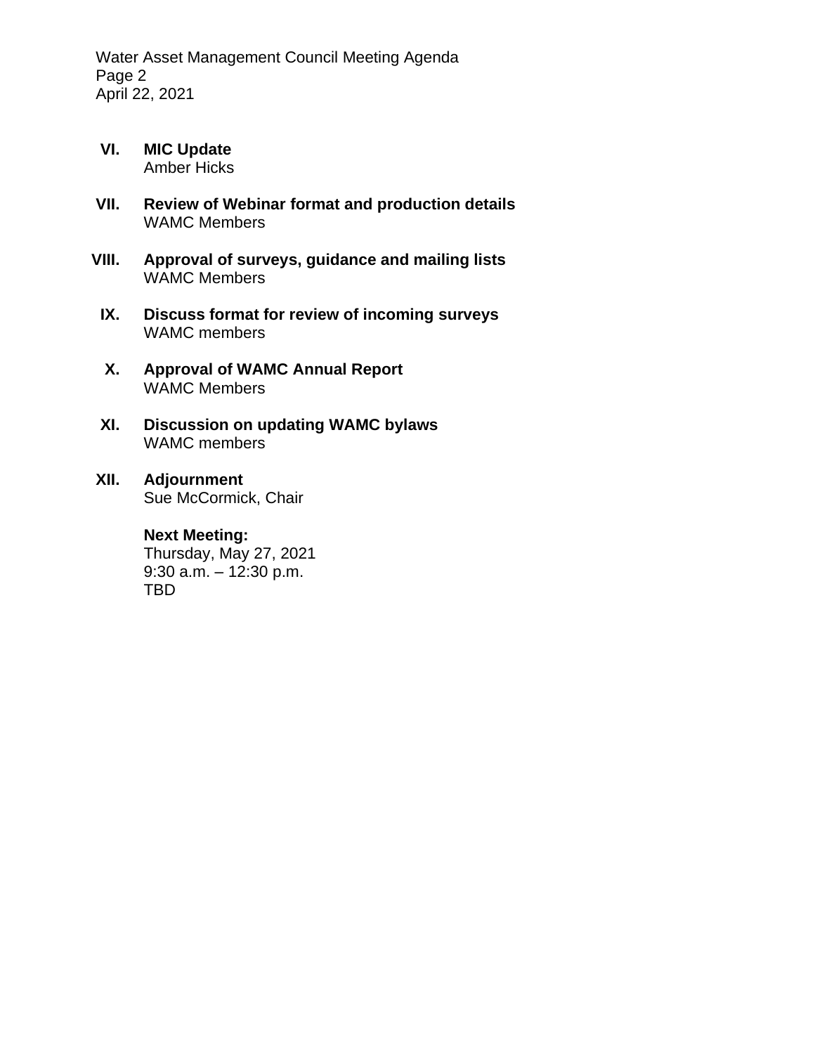**VI. MIC Update**
Amber Hicks

**VII. Review of Webinar format and production details**
WAMC Members

**VIII. Approval of surveys, guidance and mailing lists**
WAMC Members

**IX. Discuss format for review of incoming surveys**
WAMC members

**X. Approval of WAMC Annual Report**
WAMC Members

**XI. Discussion on updating WAMC bylaws**
WAMC members

**XII. Adjournment**
Sue McCormick, Chair

**Next Meeting:**
Thursday, May 27, 2021
9:30 a.m. – 12:30 p.m.
TBD